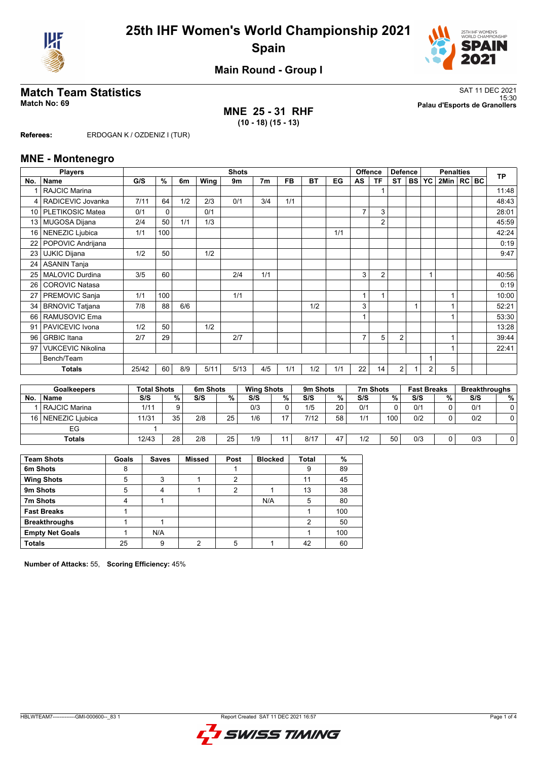# 25th IHF Women's World Championship 2021
## Spain

### Main Round - Group I

## Match Team Statistics

**Match No: 69**

SAT 11 DEC 2021
15:30
**Palau d'Esports de Granollers**

**MNE 25 - 31 RHF**
**(10 - 18) (15 - 13)**

**Referees:** ERDOGAN K / OZDENIZ I (TUR)

## MNE - Montenegro

| Players | | Shots | | | | | | | | | Offence | | Defence | | | Penalties | | | TP |
|---|---|---|---|---|---|---|---|---|---|---|---|---|---|---|---|---|---|---|---|
| No. | Name | G/S | % | 6m | Wing | 9m | 7m | FB | BT | EG | AS | TF | ST | BS | YC | 2Min | RC | BC | |
| 1 | RAJCIC Marina | | | | | | | | | | | 1 | | | | | | | 11:48 |
| 4 | RADICEVIC Jovanka | 7/11 | 64 | 1/2 | 2/3 | 0/1 | 3/4 | 1/1 | | | | | | | | | | | 48:43 |
| 10 | PLETIKOSIC Matea | 0/1 | 0 | | 0/1 | | | | | | 7 | 3 | | | | | | | 28:01 |
| 13 | MUGOSA Dijana | 2/4 | 50 | 1/1 | 1/3 | | | | | | | 2 | | | | | | | 45:59 |
| 16 | NENEZIC Ljubica | 1/1 | 100 | | | | | | | 1/1 | | | | | | | | | 42:24 |
| 22 | POPOVIC Andrijana | | | | | | | | | | | | | | | | | | 0:19 |
| 23 | UJKIC Dijana | 1/2 | 50 | | 1/2 | | | | | | | | | | | | | | 9:47 |
| 24 | ASANIN Tanja | | | | | | | | | | | | | | | | | | |
| 25 | MALOVIC Durdina | 3/5 | 60 | | | 2/4 | 1/1 | | | | 3 | 2 | | | 1 | | | | 40:56 |
| 26 | COROVIC Natasa | | | | | | | | | | | | | | | | | | 0:19 |
| 27 | PREMOVIC Sanja | 1/1 | 100 | | | 1/1 | | | | | 1 | 1 | | | | 1 | | | 10:00 |
| 34 | BRNOVIC Tatjana | 7/8 | 88 | 6/6 | | | | | 1/2 | | 3 | | | 1 | | 1 | | | 52:21 |
| 66 | RAMUSOVIC Ema | | | | | | | | | | 1 | | | | | 1 | | | 53:30 |
| 91 | PAVICEVIC Ivona | 1/2 | 50 | | 1/2 | | | | | | | | | | | | | | 13:28 |
| 96 | GRBIC Itana | 2/7 | 29 | | | 2/7 | | | | | 7 | 5 | 2 | | | 1 | | | 39:44 |
| 97 | VUKCEVIC Nikolina | | | | | | | | | | | | | | | 1 | | | 22:41 |
| | Bench/Team | | | | | | | | | | | | | | 1 | | | | |
| | **Totals** | **25/42** | **60** | **8/9** | **5/11** | **5/13** | **4/5** | **1/1** | **1/2** | **1/1** | **22** | **14** | **2** | **1** | **2** | **5** | | | |

| Goalkeepers | | Total Shots | | 6m Shots | | Wing Shots | | 9m Shots | | 7m Shots | | Fast Breaks | | Breakthroughs | |
|---|---|---|---|---|---|---|---|---|---|---|---|---|---|---|---|
| No. | Name | S/S | % | S/S | % | S/S | % | S/S | % | S/S | % | S/S | % | S/S | % |
| 1 | RAJCIC Marina | 1/11 | 9 | | | 0/3 | 0 | 1/5 | 20 | 0/1 | 0 | 0/1 | 0 | 0/1 | 0 |
| 16 | NENEZIC Ljubica | 11/31 | 35 | 2/8 | 25 | 1/6 | 17 | 7/12 | 58 | 1/1 | 100 | 0/2 | 0 | 0/2 | 0 |
| | EG | 1 | | | | | | | | | | | | | |
| | **Totals** | **12/43** | **28** | **2/8** | **25** | **1/9** | **11** | **8/17** | **47** | **1/2** | **50** | **0/3** | **0** | **0/3** | **0** |

| Team Shots | Goals | Saves | Missed | Post | Blocked | Total | % |
|---|---|---|---|---|---|---|---|
| **6m Shots** | 8 | | | 1 | | 9 | 89 |
| **Wing Shots** | 5 | 3 | 1 | 2 | | 11 | 45 |
| **9m Shots** | 5 | 4 | 1 | 2 | 1 | 13 | 38 |
| **7m Shots** | 4 | 1 | | | N/A | 5 | 80 |
| **Fast Breaks** | 1 | | | | | 1 | 100 |
| **Breakthroughs** | 1 | 1 | | | | 2 | 50 |
| **Empty Net Goals** | 1 | N/A | | | | 1 | 100 |
| **Totals** | 25 | 9 | 2 | 5 | 1 | 42 | 60 |

**Number of Attacks:** 55, **Scoring Efficiency:** 45%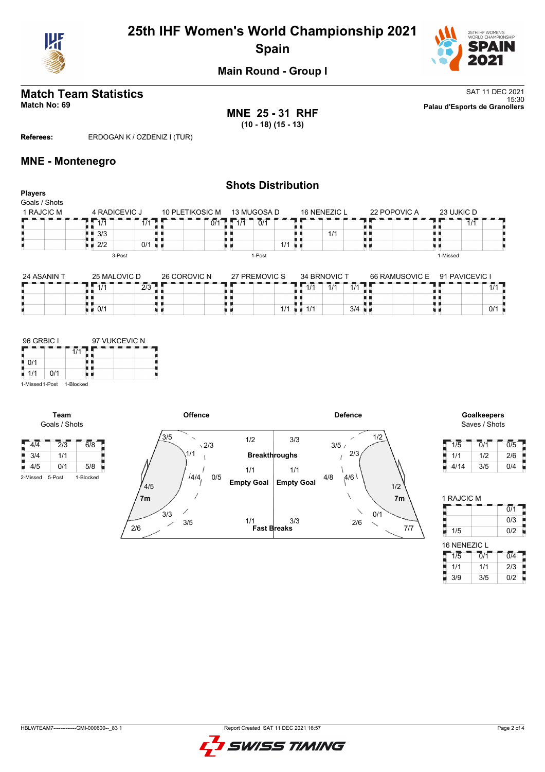# 25th IHF Women's World Championship 2021
## Spain
### Main Round - Group I

## Match Team Statistics
**Match No: 69**

SAT 11 DEC 2021
15:30
**Palau d'Esports de Granollers**

**MNE 25 - 31 RHF**
**(10 - 18) (15 - 13)**

**Referees:** ERDOGAN K / OZDENIZ I (TUR)

## MNE - Montenegro

### Shots Distribution

**Players**
Goals / Shots

**1 RAJCIC M**

| | | |
|---|---|---|
| | | |
| | | |
| | | |

**4 RADICEVIC J**

| | | |
|---|---|---|
| 1/1 | | 1/1 |
| 3/3 | | |
| 2/2 | | 0/1 |

3-Post

**10 PLETIKOSIC M**

| | | |
|---|---|---|
| | | 0/1 |
| | | |
| | | |

**13 MUGOSA D**

| | | |
|---|---|---|
| 1/1 | 0/1 | |
| | | |
| | | 1/1 |

1-Post

**16 NENEZIC L**

| | | |
|---|---|---|
| | | |
| | 1/1 | |
| | | |

**22 POPOVIC A**

| | | |
|---|---|---|
| | | |
| | | |
| | | |

**23 UJKIC D**

| | | |
|---|---|---|
| | 1/1 | |
| | | |
| | | |

1-Missed

**24 ASANIN T**

| | | |
|---|---|---|
| | | |
| | | |
| | | |

**25 MALOVIC D**

| | | |
|---|---|---|
| 1/1 | | 2/3 |
| | | |
| 0/1 | | |

**26 COROVIC N**

| | | |
|---|---|---|
| | | |
| | | |
| | | |

**27 PREMOVIC S**

| | | |
|---|---|---|
| | | |
| | | |
| | | 1/1 |

**34 BRNOVIC T**

| | | |
|---|---|---|
| 1/1 | 1/1 | 1/1 |
| | | |
| 1/1 | | 3/4 |

**66 RAMUSOVIC E**

| | | |
|---|---|---|
| | | |
| | | |
| | | |

**91 PAVICEVIC I**

| | | |
|---|---|---|
| | | 1/1 |
| | | |
| | | 0/1 |

**96 GRBIC I**

| | | |
|---|---|---|
| | | 1/1 |
| 0/1 | | |
| 1/1 | 0/1 | |

1-Missed 1-Post 1-Blocked

**97 VUKCEVIC N**

| | | |
|---|---|---|
| | | |
| | | |
| | | |

**Team**
Goals / Shots

| | | |
|---|---|---|
| 4/4 | 2/3 | 6/8 |
| 3/4 | 1/1 | |
| 4/5 | 0/1 | 5/8 |

2-Missed 5-Post 1-Blocked

**Offence**

- Left wing: 3/5
- Left 9m: 2/3
- Left 6m: 1/1
- Centre 6m: 4/4
- Centre 9m: 0/5
- Left back 9m: 4/5
- 7m: 3/3
- Right 6m: 3/5
- Right wing: 2/6
- Breakthroughs: 1/2
- Empty Goal: 1/1
- Fast Breaks: 1/1

**Defence**

- Breakthroughs: 3/3
- Empty Goal: 1/1
- Fast Breaks: 3/3
- Left 9m: 3/5
- Right wing: 1/2
- Left 6m: 2/3
- Centre 9m: 4/8
- Centre 6m: 4/6
- Right 9m: 1/2
- 7m: 0/1
- 6m: 2/6
- Wing: 7/7

**Goalkeepers**
Saves / Shots

| | | |
|---|---|---|
| 1/5 | 0/1 | 0/5 |
| 1/1 | 1/2 | 2/6 |
| 4/14 | 3/5 | 0/4 |

**1 RAJCIC M**

| | | |
|---|---|---|
| | | 0/1 |
| | | 0/3 |
| 1/5 | | 0/2 |

**16 NENEZIC L**

| | | |
|---|---|---|
| 1/5 | 0/1 | 0/4 |
| 1/1 | 1/1 | 2/3 |
| 3/9 | 3/5 | 0/2 |

HBLWTEAM7-------------GMI-000600--_83 1
Report Created SAT 11 DEC 2021 16:57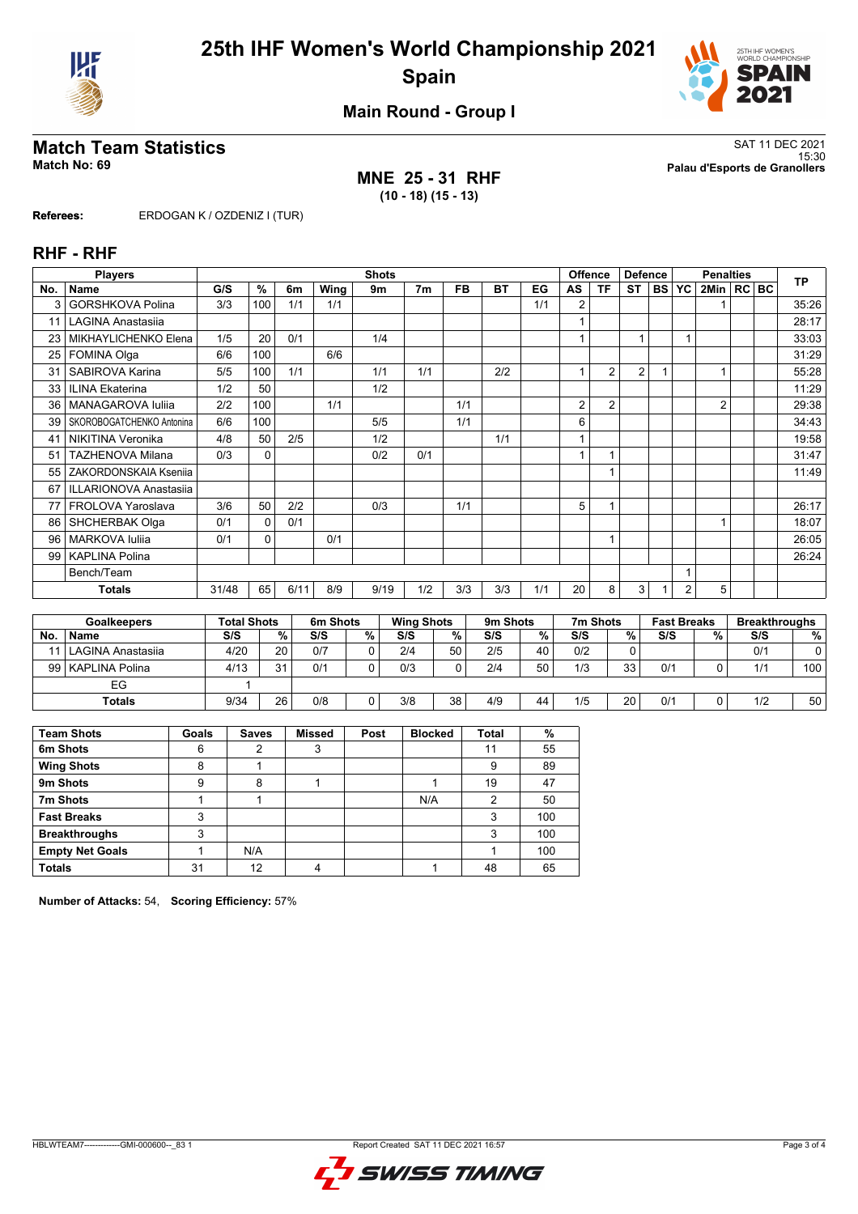# 25th IHF Women's World Championship 2021
## Spain

### Main Round - Group I

## Match Team Statistics

**Match No: 69**

SAT 11 DEC 2021
15:30
**Palau d'Esports de Granollers**

**MNE 25 - 31 RHF**
**(10 - 18) (15 - 13)**

**Referees:** ERDOGAN K / OZDENIZ I (TUR)

## RHF - RHF

| No. | Name | G/S | % | 6m | Wing | 9m | 7m | FB | BT | EG | AS | TF | ST | BS | YC | 2Min | RC | BC | TP |
|---|---|---|---|---|---|---|---|---|---|---|---|---|---|---|---|---|---|---|---|
| 3 | GORSHKOVA Polina | 3/3 | 100 | 1/1 | 1/1 | | | | | 1/1 | 2 | | | | | 1 | | | 35:26 |
| 11 | LAGINA Anastasiia | | | | | | | | | | 1 | | | | | | | | 28:17 |
| 23 | MIKHAYLICHENKO Elena | 1/5 | 20 | 0/1 | | 1/4 | | | | | 1 | | 1 | | 1 | | | | 33:03 |
| 25 | FOMINA Olga | 6/6 | 100 | | 6/6 | | | | | | | | | | | | | | 31:29 |
| 31 | SABIROVA Karina | 5/5 | 100 | 1/1 | | 1/1 | 1/1 | | 2/2 | | 1 | 2 | 2 | 1 | | 1 | | | 55:28 |
| 33 | ILINA Ekaterina | 1/2 | 50 | | | 1/2 | | | | | | | | | | | | | 11:29 |
| 36 | MANAGAROVA Iuliia | 2/2 | 100 | | 1/1 | | | 1/1 | | | 2 | 2 | | | | 2 | | | 29:38 |
| 39 | SKOROBOGATCHENKO Antonina | 6/6 | 100 | | | 5/5 | | 1/1 | | | 6 | | | | | | | | 34:43 |
| 41 | NIKITINA Veronika | 4/8 | 50 | 2/5 | | 1/2 | | | 1/1 | | 1 | | | | | | | | 19:58 |
| 51 | TAZHENOVA Milana | 0/3 | 0 | | | 0/2 | 0/1 | | | | 1 | 1 | | | | | | | 31:47 |
| 55 | ZAKORDONSKAIA Kseniia | | | | | | | | | | | 1 | | | | | | | 11:49 |
| 67 | ILLARIONOVA Anastasiia | | | | | | | | | | | | | | | | | | |
| 77 | FROLOVA Yaroslava | 3/6 | 50 | 2/2 | | 0/3 | | 1/1 | | | 5 | 1 | | | | | | | 26:17 |
| 86 | SHCHERBAK Olga | 0/1 | 0 | 0/1 | | | | | | | | | | | | 1 | | | 18:07 |
| 96 | MARKOVA Iuliia | 0/1 | 0 | | 0/1 | | | | | | | 1 | | | | | | | 26:05 |
| 99 | KAPLINA Polina | | | | | | | | | | | | | | | | | | 26:24 |
| | Bench/Team | | | | | | | | | | | | | | 1 | | | | |
| | **Totals** | 31/48 | 65 | 6/11 | 8/9 | 9/19 | 1/2 | 3/3 | 3/3 | 1/1 | 20 | 8 | 3 | 1 | 2 | 5 | | | |

| No. | Goalkeepers Name | Total Shots S/S | % | 6m Shots S/S | % | Wing Shots S/S | % | 9m Shots S/S | % | 7m Shots S/S | % | Fast Breaks S/S | % | Breakthroughs S/S | % |
|---|---|---|---|---|---|---|---|---|---|---|---|---|---|---|---|
| 11 | LAGINA Anastasiia | 4/20 | 20 | 0/7 | 0 | 2/4 | 50 | 2/5 | 40 | 0/2 | 0 | | | 0/1 | 0 |
| 99 | KAPLINA Polina | 4/13 | 31 | 0/1 | 0 | 0/3 | 0 | 2/4 | 50 | 1/3 | 33 | 0/1 | 0 | 1/1 | 100 |
| | EG | 1 | | | | | | | | | | | | | |
| | **Totals** | 9/34 | 26 | 0/8 | 0 | 3/8 | 38 | 4/9 | 44 | 1/5 | 20 | 0/1 | 0 | 1/2 | 50 |

| Team Shots | Goals | Saves | Missed | Post | Blocked | Total | % |
|---|---|---|---|---|---|---|---|
| 6m Shots | 6 | 2 | 3 | | | 11 | 55 |
| Wing Shots | 8 | 1 | | | | 9 | 89 |
| 9m Shots | 9 | 8 | 1 | | 1 | 19 | 47 |
| 7m Shots | 1 | 1 | | | N/A | 2 | 50 |
| Fast Breaks | 3 | | | | | 3 | 100 |
| Breakthroughs | 3 | | | | | 3 | 100 |
| Empty Net Goals | 1 | N/A | | | | 1 | 100 |
| **Totals** | 31 | 12 | 4 | | 1 | 48 | 65 |

**Number of Attacks:** 54, **Scoring Efficiency:** 57%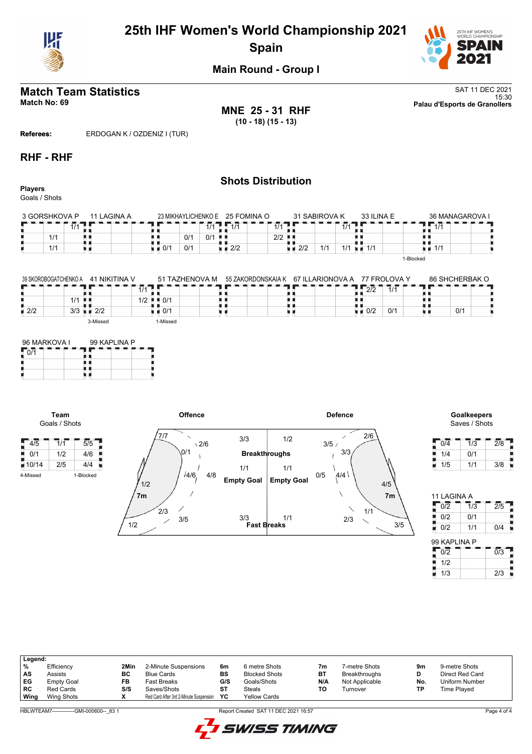# 25th IHF Women's World Championship 2021
## Spain

### Main Round - Group I

## Match Team Statistics

**Match No: 69**

SAT 11 DEC 2021
15:30
**Palau d'Esports de Granollers**

**MNE 25 - 31 RHF**
**(10 - 18) (15 - 13)**

**Referees:** ERDOGAN K / OZDENIZ I (TUR)

## RHF - RHF

### Shots Distribution

**Players**
Goals / Shots

3 GORSHKOVA P
| | | |
|---|---|---|
| | | 1/1 |
| | 1/1 | |
| | 1/1 | |

11 LAGINA A
| | | |
|---|---|---|
| | | |
| | | |
| | | |

23 MIKHAYLICHENKO E
| | | |
|---|---|---|
| | | 1/1 |
| | 0/1 | 0/1 |
| 0/1 | 0/1 | |

25 FOMINA O
| | | |
|---|---|---|
| 1/1 | | 1/1 |
| | | 2/2 |
| 2/2 | | |

31 SABIROVA K
| | | |
|---|---|---|
| | | 1/1 |
| | | |
| 2/2 | 1/1 | 1/1 |

33 ILINA E
| | | |
|---|---|---|
| | | |
| | | |
| 1/1 | | |

1-Blocked

36 MANAGAROVA I
| | | |
|---|---|---|
| 1/1 | | |
| | | |
| 1/1 | | |

39 SKOROBOGATCHENKO A
| | | |
|---|---|---|
| | | |
| | 1/1 | |
| 2/2 | 3/3 | |

41 NIKITINA V
| | | |
|---|---|---|
| | | 1/1 |
| | | 1/2 |
| 2/2 | | |

3-Missed

51 TAZHENOVA M
| | | |
|---|---|---|
| | | |
| 0/1 | | |
| 0/1 | | |

1-Missed

55 ZAKORDONSKAIA K
| | | |
|---|---|---|
| | | |
| | | |
| | | |

67 ILLARIONOVA A
| | | |
|---|---|---|
| | | |
| | | |
| | | |

77 FROLOVA Y
| | | |
|---|---|---|
| 2/2 | 1/1 | |
| | | |
| 0/2 | 0/1 | |

86 SHCHERBAK O
| | | |
|---|---|---|
| | | |
| | | |
| | 0/1 | |

96 MARKOVA I
| | | |
|---|---|---|
| 0/1 | | |
| | | |
| | | |

99 KAPLINA P
| | | |
|---|---|---|
| | | |
| | | |
| | | |

**Team**
Goals / Shots

| | | |
|---|---|---|
| 4/5 | 1/1 | 5/5 |
| 0/1 | 1/2 | 4/6 |
| 10/14 | 2/5 | 4/4 |

4-Missed 1-Blocked

**Offence**

7/7
2/6
0/1
4/6
4/8
1/2
7m
2/3
3/5
1/2

Breakthroughs 3/3 1/2
Empty Goal 1/1 1/1
Fast Breaks 3/3 1/1

**Defence**

3/5
2/6
3/3
0/5
4/4
4/5
7m
1/1
2/3
3/5

**Goalkeepers**
Saves / Shots

| | | |
|---|---|---|
| 0/4 | 1/3 | 2/8 |
| 1/4 | 0/1 | |
| 1/5 | 1/1 | 3/8 |

11 LAGINA A
| | | |
|---|---|---|
| 0/2 | 1/3 | 2/5 |
| 0/2 | 0/1 | |
| 0/2 | 1/1 | 0/4 |

99 KAPLINA P
| | | |
|---|---|---|
| 0/2 | | 0/3 |
| 1/2 | | |
| 1/3 | | 2/3 |

| Legend: | | | | | | | | | |
|---|---|---|---|---|---|---|---|---|---|
| % | Efficiency | 2Min | 2-Minute Suspensions | 6m | 6 metre Shots | 7m | 7-metre Shots | 9m | 9-metre Shots |
| AS | Assists | BC | Blue Cards | BS | Blocked Shots | BT | Breakthroughs | D | Direct Red Card |
| EG | Empty Goal | FB | Fast Breaks | G/S | Goals/Shots | N/A | Not Applicable | No. | Uniform Number |
| RC | Red Cards | S/S | Saves/Shots | ST | Steals | TO | Turnover | TP | Time Played |
| Wing | Wing Shots | X | Red Card After 3rd 2-Minute Suspension | YC | Yellow Cards | | | | |

HBLWTEAM7-------------GMI-000600--_83 1 Report Created SAT 11 DEC 2021 16:57